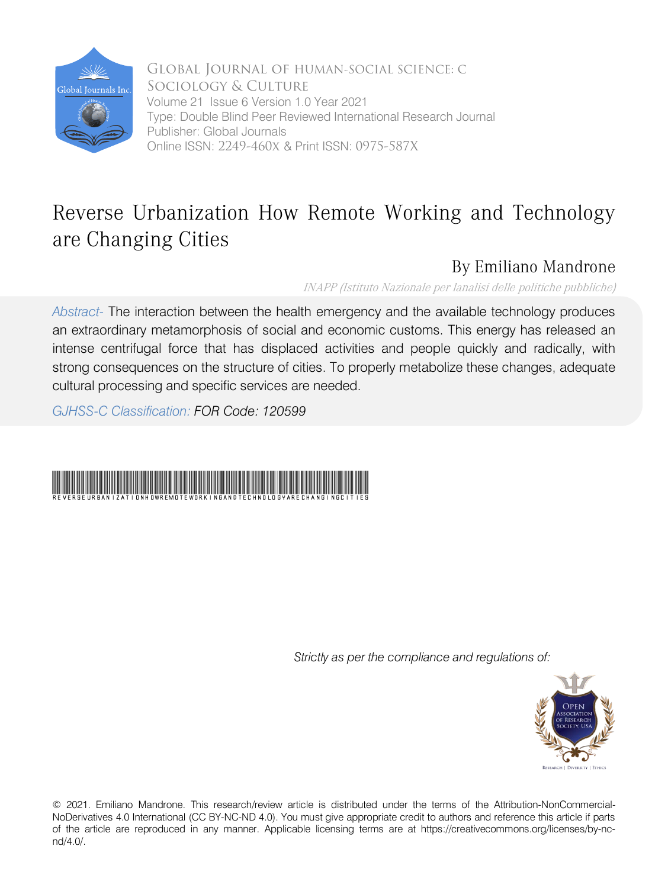Global Journal of Human-Social Science: C
Sociology & Culture
Volume 21 Issue 6 Version 1.0 Year 2021
Type: Double Blind Peer Reviewed International Research Journal
Publisher: Global Journals
Online ISSN: 2249-460X & Print ISSN: 0975-587X

# Reverse Urbanization How Remote Working and Technology are Changing Cities

By Emiliano Mandrone

*INAPP (Istituto Nazionale per lanalisi delle politiche pubbliche)*

*Abstract-* The interaction between the health emergency and the available technology produces an extraordinary metamorphosis of social and economic customs. This energy has released an intense centrifugal force that has displaced activities and people quickly and radically, with strong consequences on the structure of cities. To properly metabolize these changes, adequate cultural processing and specific services are needed.

*GJHSS-C Classification: FOR Code: 120599*

REVERSEURBANIZATIONHOWREMOTEWORKINGANDTECHNOLOGYARECHANGINGCITIES

*Strictly as per the compliance and regulations of:*

© 2021. Emiliano Mandrone. This research/review article is distributed under the terms of the Attribution-NonCommercial-NoDerivatives 4.0 International (CC BY-NC-ND 4.0). You must give appropriate credit to authors and reference this article if parts of the article are reproduced in any manner. Applicable licensing terms are at https://creativecommons.org/licenses/by-nc-nd/4.0/.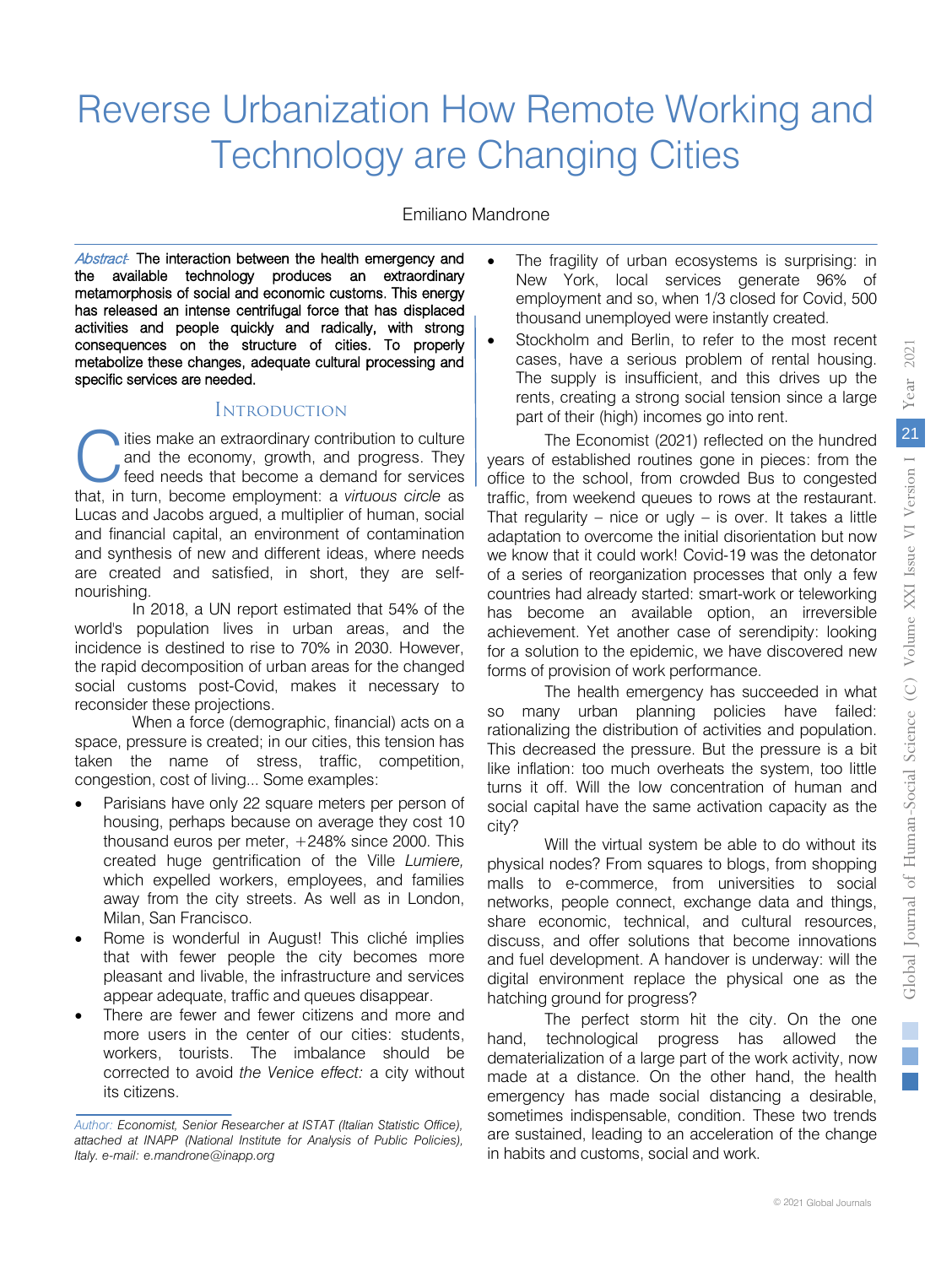# Reverse Urbanization How Remote Working and Technology are Changing Cities

Emiliano Mandrone

*Abstract-* **The interaction between the health emergency and the available technology produces an extraordinary metamorphosis of social and economic customs. This energy has released an intense centrifugal force that has displaced activities and people quickly and radically, with strong consequences on the structure of cities. To properly metabolize these changes, adequate cultural processing and specific services are needed.**

## Introduction

Cities make an extraordinary contribution to culture and the economy, growth, and progress. They feed needs that become a demand for services that, in turn, become employment: a *virtuous circle* as Lucas and Jacobs argued, a multiplier of human, social and financial capital, an environment of contamination and synthesis of new and different ideas, where needs are created and satisfied, in short, they are self-nourishing.

In 2018, a UN report estimated that 54% of the world's population lives in urban areas, and the incidence is destined to rise to 70% in 2030. However, the rapid decomposition of urban areas for the changed social customs post-Covid, makes it necessary to reconsider these projections.

When a force (demographic, financial) acts on a space, pressure is created; in our cities, this tension has taken the name of stress, traffic, competition, congestion, cost of living... Some examples:

- Parisians have only 22 square meters per person of housing, perhaps because on average they cost 10 thousand euros per meter, +248% since 2000. This created huge gentrification of the Ville *Lumiere,* which expelled workers, employees, and families away from the city streets. As well as in London, Milan, San Francisco.
- Rome is wonderful in August! This cliché implies that with fewer people the city becomes more pleasant and livable, the infrastructure and services appear adequate, traffic and queues disappear.
- There are fewer and fewer citizens and more and more users in the center of our cities: students, workers, tourists. The imbalance should be corrected to avoid *the Venice effect:* a city without its citizens.
- The fragility of urban ecosystems is surprising: in New York, local services generate 96% of employment and so, when 1/3 closed for Covid, 500 thousand unemployed were instantly created.
- Stockholm and Berlin, to refer to the most recent cases, have a serious problem of rental housing. The supply is insufficient, and this drives up the rents, creating a strong social tension since a large part of their (high) incomes go into rent.

The Economist (2021) reflected on the hundred years of established routines gone in pieces: from the office to the school, from crowded Bus to congested traffic, from weekend queues to rows at the restaurant. That regularity – nice or ugly – is over. It takes a little adaptation to overcome the initial disorientation but now we know that it could work! Covid-19 was the detonator of a series of reorganization processes that only a few countries had already started: smart-work or teleworking has become an available option, an irreversible achievement. Yet another case of serendipity: looking for a solution to the epidemic, we have discovered new forms of provision of work performance.

The health emergency has succeeded in what so many urban planning policies have failed: rationalizing the distribution of activities and population. This decreased the pressure. But the pressure is a bit like inflation: too much overheats the system, too little turns it off. Will the low concentration of human and social capital have the same activation capacity as the city?

Will the virtual system be able to do without its physical nodes? From squares to blogs, from shopping malls to e-commerce, from universities to social networks, people connect, exchange data and things, share economic, technical, and cultural resources, discuss, and offer solutions that become innovations and fuel development. A handover is underway: will the digital environment replace the physical one as the hatching ground for progress?

The perfect storm hit the city. On the one hand, technological progress has allowed the dematerialization of a large part of the work activity, now made at a distance. On the other hand, the health emergency has made social distancing a desirable, sometimes indispensable, condition. These two trends are sustained, leading to an acceleration of the change in habits and customs, social and work.

*Author: Economist, Senior Researcher at ISTAT (Italian Statistic Office), attached at INAPP (National Institute for Analysis of Public Policies), Italy. e-mail: e.mandrone@inapp.org*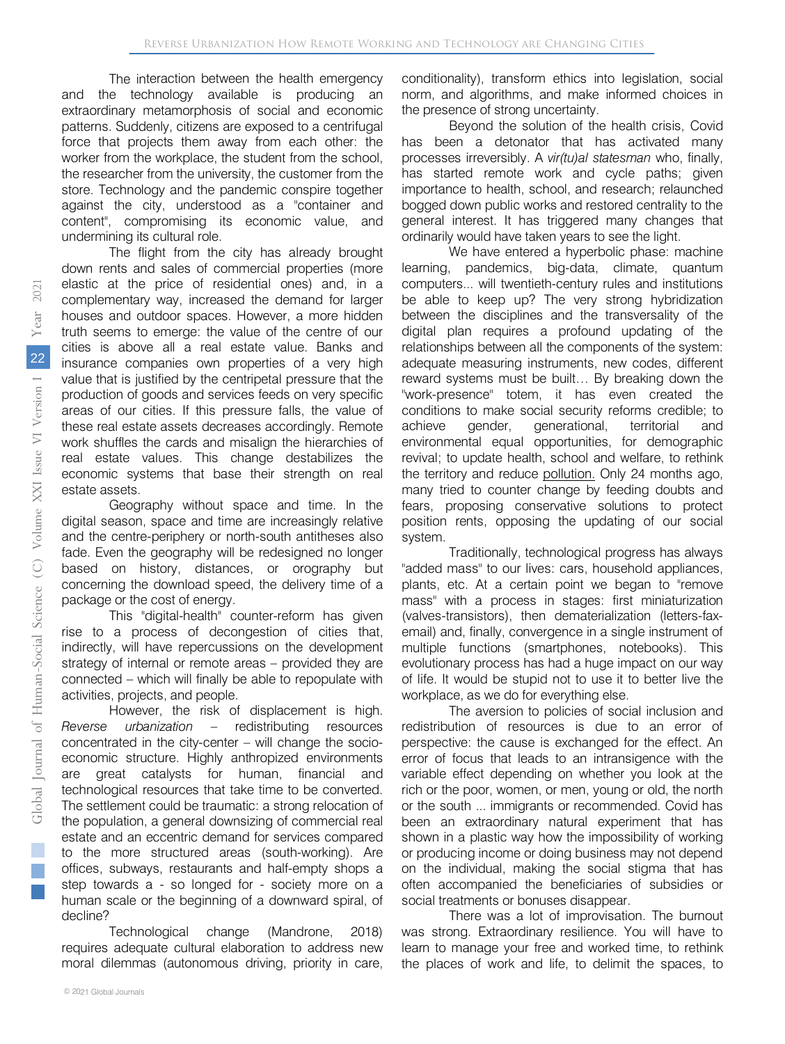The interaction between the health emergency and the technology available is producing an extraordinary metamorphosis of social and economic patterns. Suddenly, citizens are exposed to a centrifugal force that projects them away from each other: the worker from the workplace, the student from the school, the researcher from the university, the customer from the store. Technology and the pandemic conspire together against the city, understood as a "container and content", compromising its economic value, and undermining its cultural role.

The flight from the city has already brought down rents and sales of commercial properties (more elastic at the price of residential ones) and, in a complementary way, increased the demand for larger houses and outdoor spaces. However, a more hidden truth seems to emerge: the value of the centre of our cities is above all a real estate value. Banks and insurance companies own properties of a very high value that is justified by the centripetal pressure that the production of goods and services feeds on very specific areas of our cities. If this pressure falls, the value of these real estate assets decreases accordingly. Remote work shuffles the cards and misalign the hierarchies of real estate values. This change destabilizes the economic systems that base their strength on real estate assets.

Geography without space and time. In the digital season, space and time are increasingly relative and the centre-periphery or north-south antitheses also fade. Even the geography will be redesigned no longer based on history, distances, or orography but concerning the download speed, the delivery time of a package or the cost of energy.

This "digital-health" counter-reform has given rise to a process of decongestion of cities that, indirectly, will have repercussions on the development strategy of internal or remote areas – provided they are connected – which will finally be able to repopulate with activities, projects, and people.

However, the risk of displacement is high. *Reverse urbanization* – redistributing resources concentrated in the city-center – will change the socio-economic structure. Highly anthropized environments are great catalysts for human, financial and technological resources that take time to be converted. The settlement could be traumatic: a strong relocation of the population, a general downsizing of commercial real estate and an eccentric demand for services compared to the more structured areas (south-working). Are offices, subways, restaurants and half-empty shops a step towards a - so longed for - society more on a human scale or the beginning of a downward spiral, of decline?

Technological change (Mandrone, 2018) requires adequate cultural elaboration to address new moral dilemmas (autonomous driving, priority in care, conditionality), transform ethics into legislation, social norm, and algorithms, and make informed choices in the presence of strong uncertainty.

Beyond the solution of the health crisis, Covid has been a detonator that has activated many processes irreversibly. A *vir(tu)al statesman* who, finally, has started remote work and cycle paths; given importance to health, school, and research; relaunched bogged down public works and restored centrality to the general interest. It has triggered many changes that ordinarily would have taken years to see the light.

We have entered a hyperbolic phase: machine learning, pandemics, big-data, climate, quantum computers... will twentieth-century rules and institutions be able to keep up? The very strong hybridization between the disciplines and the transversality of the digital plan requires a profound updating of the relationships between all the components of the system: adequate measuring instruments, new codes, different reward systems must be built… By breaking down the "work-presence" totem, it has even created the conditions to make social security reforms credible; to achieve gender, generational, territorial and environmental equal opportunities, for demographic revival; to update health, school and welfare, to rethink the territory and reduce pollution. Only 24 months ago, many tried to counter change by feeding doubts and fears, proposing conservative solutions to protect position rents, opposing the updating of our social system.

Traditionally, technological progress has always "added mass" to our lives: cars, household appliances, plants, etc. At a certain point we began to "remove mass" with a process in stages: first miniaturization (valves-transistors), then dematerialization (letters-fax-email) and, finally, convergence in a single instrument of multiple functions (smartphones, notebooks). This evolutionary process has had a huge impact on our way of life. It would be stupid not to use it to better live the workplace, as we do for everything else.

The aversion to policies of social inclusion and redistribution of resources is due to an error of perspective: the cause is exchanged for the effect. An error of focus that leads to an intransigence with the variable effect depending on whether you look at the rich or the poor, women, or men, young or old, the north or the south ... immigrants or recommended. Covid has been an extraordinary natural experiment that has shown in a plastic way how the impossibility of working or producing income or doing business may not depend on the individual, making the social stigma that has often accompanied the beneficiaries of subsidies or social treatments or bonuses disappear.

There was a lot of improvisation. The burnout was strong. Extraordinary resilience. You will have to learn to manage your free and worked time, to rethink the places of work and life, to delimit the spaces, to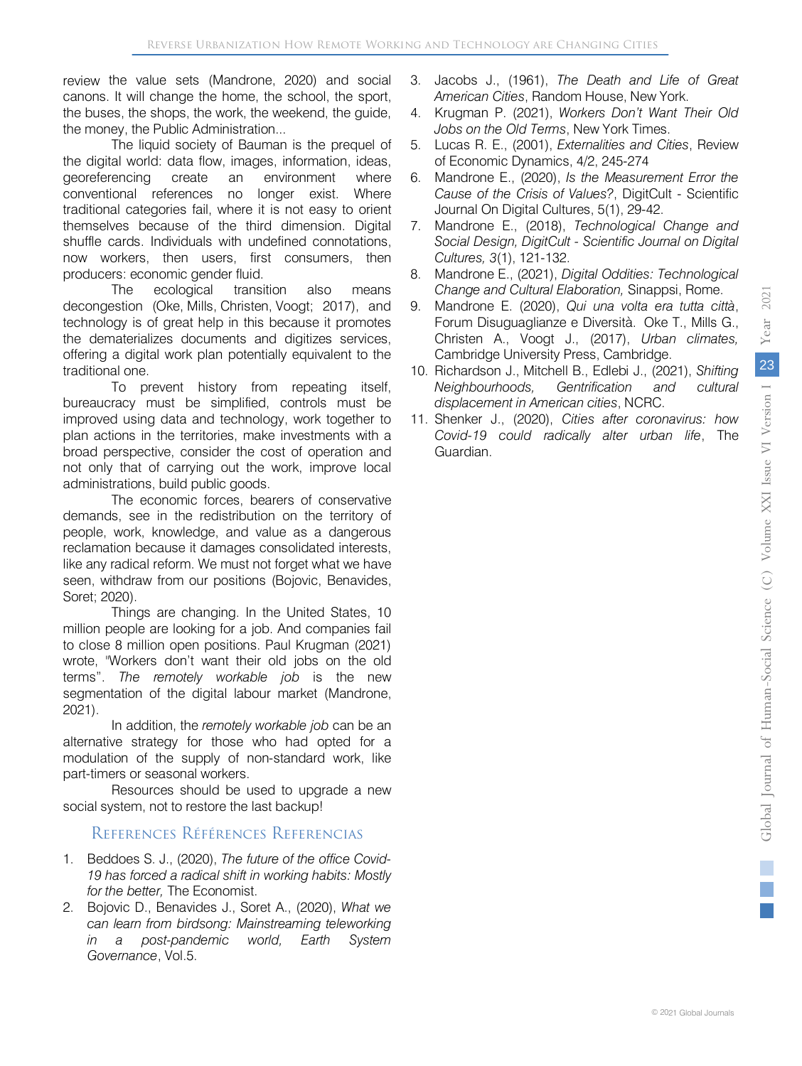review the value sets (Mandrone, 2020) and social canons. It will change the home, the school, the sport, the buses, the shops, the work, the weekend, the guide, the money, the Public Administration...

The liquid society of Bauman is the prequel of the digital world: data flow, images, information, ideas, georeferencing create an environment where conventional references no longer exist. Where traditional categories fail, where it is not easy to orient themselves because of the third dimension. Digital shuffle cards. Individuals with undefined connotations, now workers, then users, first consumers, then producers: economic gender fluid.

The ecological transition also means decongestion (Oke, Mills, Christen, Voogt; 2017), and technology is of great help in this because it promotes the dematerializes documents and digitizes services, offering a digital work plan potentially equivalent to the traditional one.

To prevent history from repeating itself, bureaucracy must be simplified, controls must be improved using data and technology, work together to plan actions in the territories, make investments with a broad perspective, consider the cost of operation and not only that of carrying out the work, improve local administrations, build public goods.

The economic forces, bearers of conservative demands, see in the redistribution on the territory of people, work, knowledge, and value as a dangerous reclamation because it damages consolidated interests, like any radical reform. We must not forget what we have seen, withdraw from our positions (Bojovic, Benavides, Soret; 2020).

Things are changing. In the United States, 10 million people are looking for a job. And companies fail to close 8 million open positions. Paul Krugman (2021) wrote, "Workers don't want their old jobs on the old terms". *The remotely workable job* is the new segmentation of the digital labour market (Mandrone, 2021).

In addition, the *remotely workable job* can be an alternative strategy for those who had opted for a modulation of the supply of non-standard work, like part-timers or seasonal workers.

Resources should be used to upgrade a new social system, not to restore the last backup!

## References Références Referencias

1. Beddoes S. J., (2020), *The future of the office Covid-19 has forced a radical shift in working habits: Mostly for the better,* The Economist.
2. Bojovic D., Benavides J., Soret A., (2020), *What we can learn from birdsong: Mainstreaming teleworking in a post-pandemic world, Earth System Governance*, Vol.5.
3. Jacobs J., (1961), *The Death and Life of Great American Cities*, Random House, New York.
4. Krugman P. (2021), *Workers Don't Want Their Old Jobs on the Old Terms*, New York Times.
5. Lucas R. E., (2001), *Externalities and Cities*, Review of Economic Dynamics, 4/2, 245-274
6. Mandrone E., (2020), *Is the Measurement Error the Cause of the Crisis of Values?*, DigitCult - Scientific Journal On Digital Cultures, 5(1), 29-42.
7. Mandrone E., (2018), *Technological Change and Social Design, DigitCult - Scientific Journal on Digital Cultures, 3*(1), 121-132.
8. Mandrone E., (2021), *Digital Oddities: Technological Change and Cultural Elaboration,* Sinappsi, Rome.
9. Mandrone E. (2020), *Qui una volta era tutta città*, Forum Disuguaglianze e Diversità. Oke T., Mills G., Christen A., Voogt J., (2017), *Urban climates,* Cambridge University Press, Cambridge.
10. Richardson J., Mitchell B., Edlebi J., (2021), *Shifting Neighbourhoods, Gentrification and cultural displacement in American cities*, NCRC.
11. Shenker J., (2020), *Cities after coronavirus: how Covid-19 could radically alter urban life*, The Guardian.